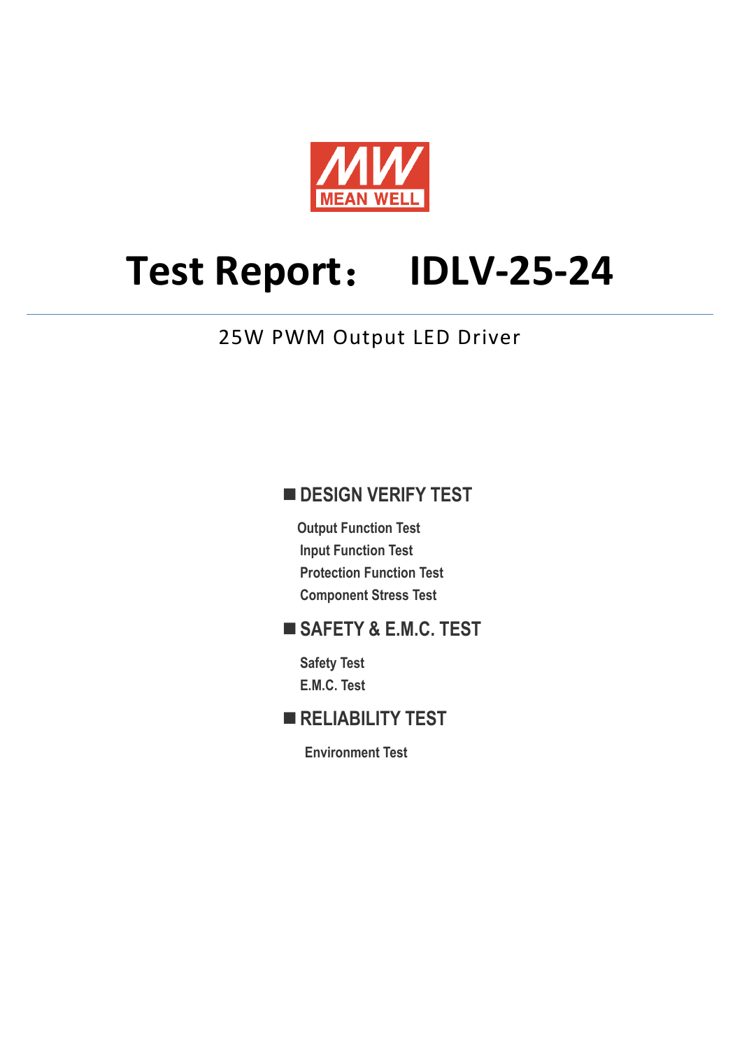MEAN WELL

# Test Report： IDLV-25-24

25W PWM Output LED Driver

## ■ DESIGN VERIFY TEST

- Output Function Test
- Input Function Test
- Protection Function Test
- Component Stress Test

## ■ SAFETY & E.M.C. TEST

- Safety Test
- E.M.C. Test

## ■ RELIABILITY TEST

- Environment Test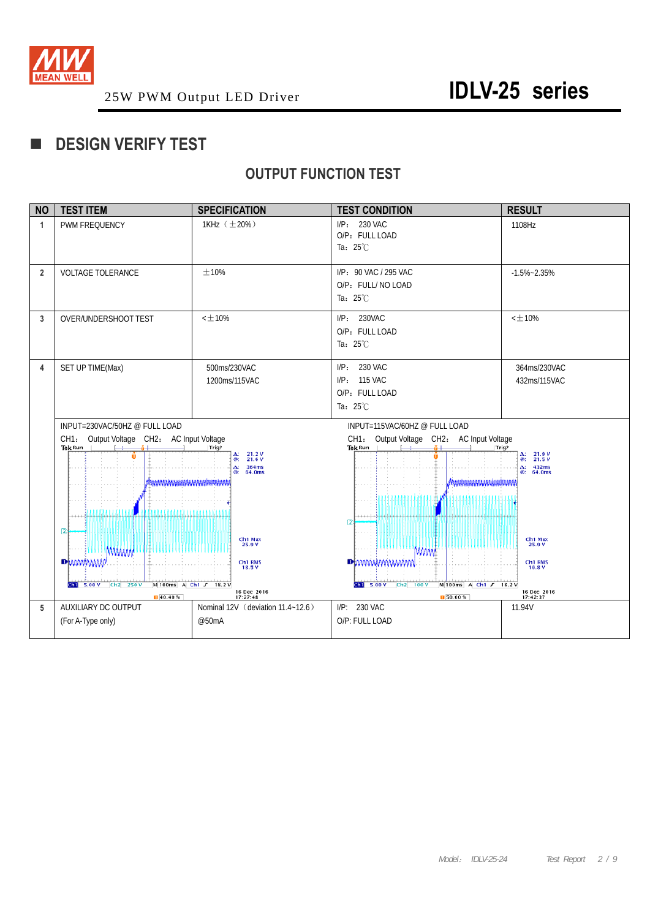25W PWM Output LED Driver

# IDLV-25 series

## ■ DESIGN VERIFY TEST

### OUTPUT FUNCTION TEST

| NO | TEST ITEM | SPECIFICATION | TEST CONDITION | RESULT |
|---|---|---|---|---|
| 1 | PWM FREQUENCY | 1KHz（±20%） | I/P： 230 VAC<br>O/P：FULL LOAD<br>Ta：25℃ | 1108Hz |
| 2 | VOLTAGE TOLERANCE | ±10% | I/P：90 VAC / 295 VAC<br>O/P：FULL/ NO LOAD<br>Ta：25℃ | -1.5%~2.35% |
| 3 | OVER/UNDERSHOOT TEST | <±10% | I/P： 230VAC<br>O/P：FULL LOAD<br>Ta：25℃ | <±10% |
| 4 | SET UP TIME(Max) | 500ms/230VAC<br>1200ms/115VAC | I/P： 230 VAC<br>I/P： 115 VAC<br>O/P：FULL LOAD<br>Ta：25℃ | 364ms/230VAC<br>432ms/115VAC |
| | INPUT=230VAC/50HZ @ FULL LOAD<br>CH1： Output Voltage CH2： AC Input Voltage | | INPUT=115VAC/60HZ @ FULL LOAD<br>CH1： Output Voltage CH2： AC Input Voltage | |
| 5 | AUXILIARY DC OUTPUT<br>(For A-Type only) | Nominal 12V（deviation 11.4~12.6）<br>@50mA | I/P: 230 VAC<br>O/P: FULL LOAD | 11.94V |

Model： IDLV-25-24　　Test Report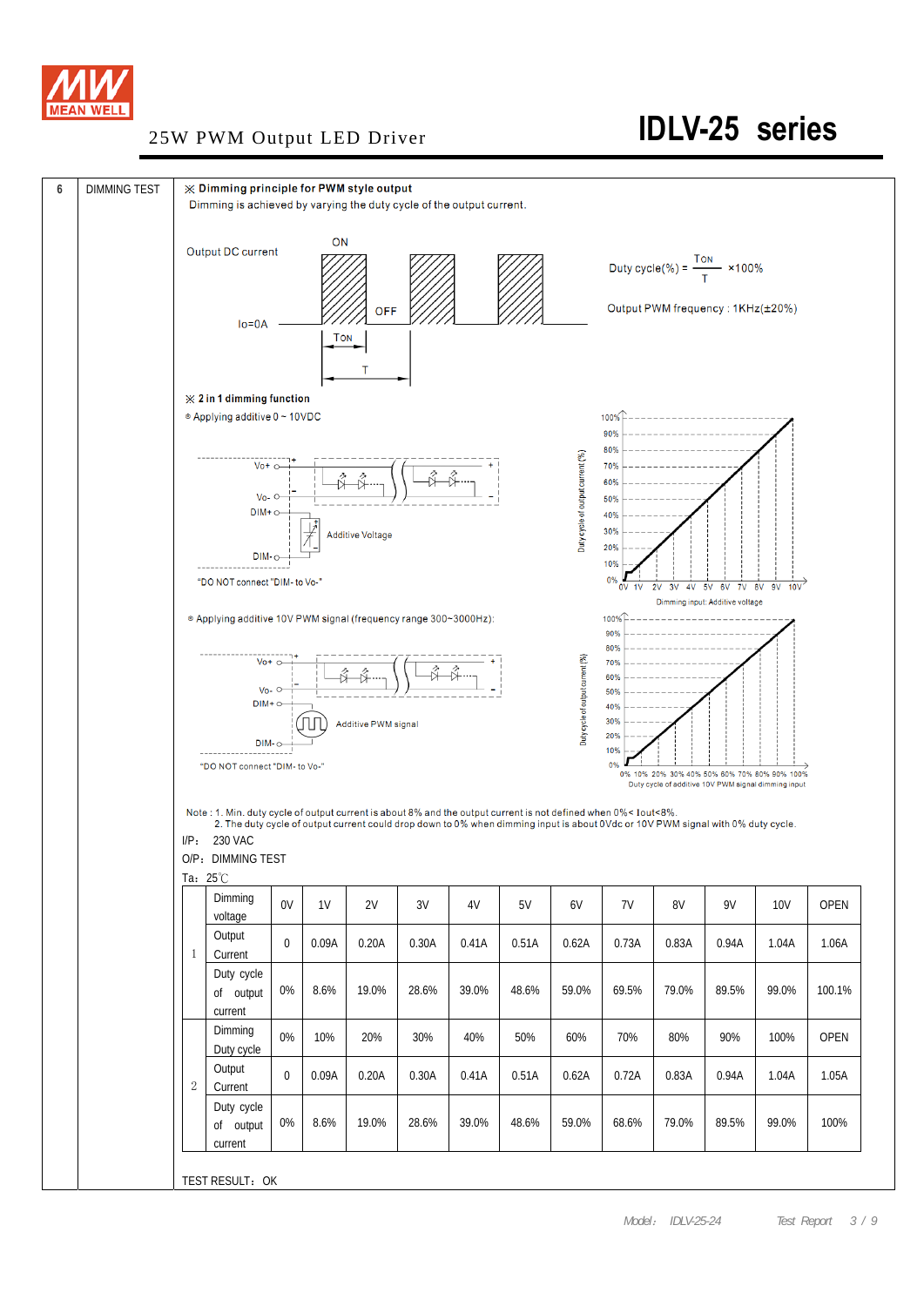# 25W PWM Output LED Driver — IDLV-25 series

## 6 DIMMING TEST

※ **Dimming principle for PWM style output**

Dimming is achieved by varying the duty cycle of the output current.

Output DC current — ON / OFF — Io=0A — TON — T

$$\text{Duty cycle}(\%) = \frac{T_{ON}}{T} \times 100\%$$

Output PWM frequency : 1KHz(±20%)

※ **2 in 1 dimming function**

⊙ Applying additive 0 ~ 10VDC

Vo+, Vo-, DIM+, DIM-, Additive Voltage

"DO NOT connect "DIM- to Vo-"

Duty cycle of output current (%) vs. Dimming input: Additive voltage (0V–10V)

⊙ Applying additive 10V PWM signal (frequency range 300~3000Hz):

Vo+, Vo-, DIM+, DIM-, Additive PWM signal

"DO NOT connect "DIM- to Vo-"

Duty cycle of output current (%) vs. Duty cycle of additive 10V PWM signal dimming input (0%–100%)

Note : 1. Min. duty cycle of output current is about 8% and the output current is not defined when 0%< Iout<8%.
2. The duty cycle of output current could drop down to 0% when dimming input is about 0Vdc or 10V PWM signal with 0% duty cycle.

I/P: 230 VAC

O/P: DIMMING TEST

Ta: 25℃

| | | | | | | | | | | | | | |
|---|---|---|---|---|---|---|---|---|---|---|---|---|---|
| 1 | Dimming voltage | 0V | 1V | 2V | 3V | 4V | 5V | 6V | 7V | 8V | 9V | 10V | OPEN |
| | Output Current | 0 | 0.09A | 0.20A | 0.30A | 0.41A | 0.51A | 0.62A | 0.73A | 0.83A | 0.94A | 1.04A | 1.06A |
| | Duty cycle of output current | 0% | 8.6% | 19.0% | 28.6% | 39.0% | 48.6% | 59.0% | 69.5% | 79.0% | 89.5% | 99.0% | 100.1% |
| 2 | Dimming Duty cycle | 0% | 10% | 20% | 30% | 40% | 50% | 60% | 70% | 80% | 90% | 100% | OPEN |
| | Output Current | 0 | 0.09A | 0.20A | 0.30A | 0.41A | 0.51A | 0.62A | 0.72A | 0.83A | 0.94A | 1.04A | 1.05A |
| | Duty cycle of output current | 0% | 8.6% | 19.0% | 28.6% | 39.0% | 48.6% | 59.0% | 68.6% | 79.0% | 89.5% | 99.0% | 100% |

TEST RESULT: OK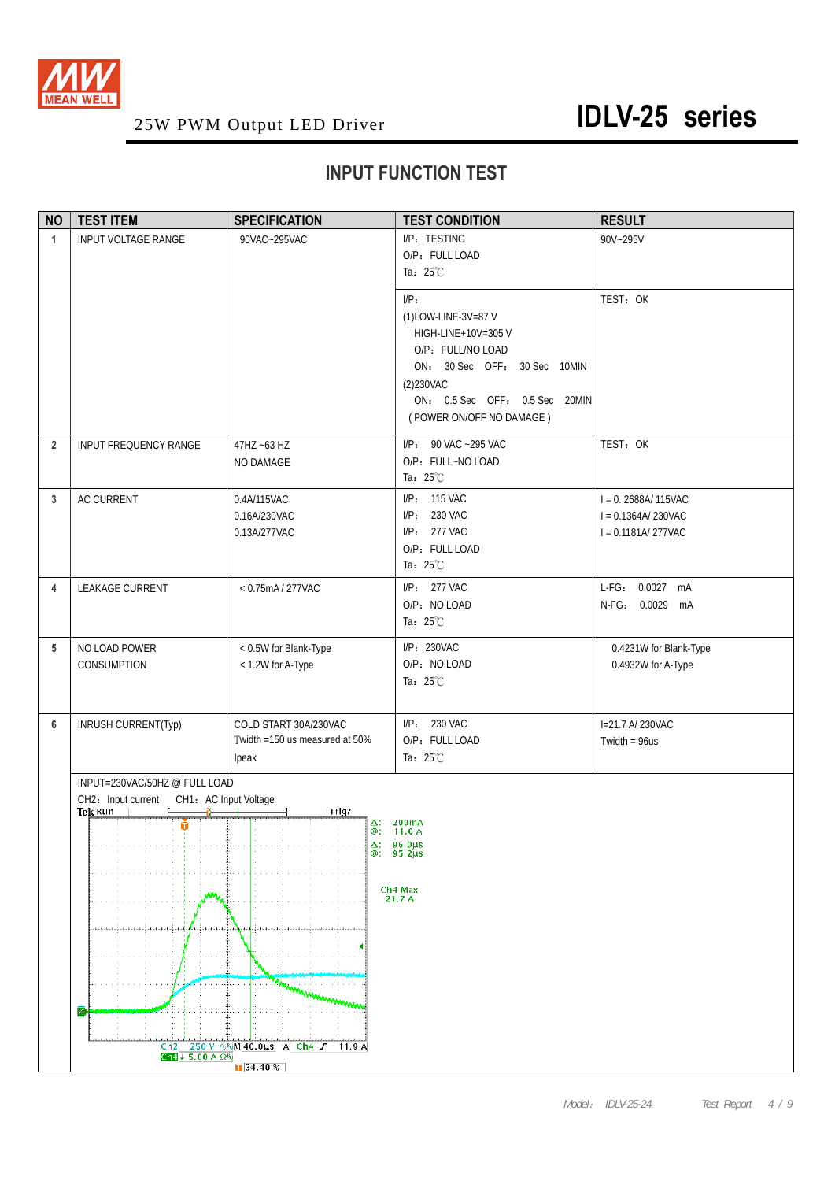25W PWM Output LED Driver

# IDLV-25 series

## INPUT FUNCTION TEST

| NO | TEST ITEM | SPECIFICATION | TEST CONDITION | RESULT |
|---|---|---|---|---|
| 1 | INPUT VOLTAGE RANGE | 90VAC~295VAC | I/P：TESTING<br>O/P：FULL LOAD<br>Ta：25℃ | 90V~295V |
| | | | I/P：<br>(1)LOW-LINE-3V=87 V<br>HIGH-LINE+10V=305 V<br>O/P：FULL/NO LOAD<br>ON： 30 Sec OFF： 30 Sec 10MIN<br>(2)230VAC<br>ON： 0.5 Sec OFF： 0.5 Sec 20MIN<br>( POWER ON/OFF NO DAMAGE ) | TEST：OK |
| 2 | INPUT FREQUENCY RANGE | 47HZ ~63 HZ<br>NO DAMAGE | I/P： 90 VAC ~295 VAC<br>O/P：FULL~NO LOAD<br>Ta：25℃ | TEST：OK |
| 3 | AC CURRENT | 0.4A/115VAC<br>0.16A/230VAC<br>0.13A/277VAC | I/P： 115 VAC<br>I/P： 230 VAC<br>I/P： 277 VAC<br>O/P：FULL LOAD<br>Ta：25℃ | I = 0. 2688A/ 115VAC<br>I = 0.1364A/ 230VAC<br>I = 0.1181A/ 277VAC |
| 4 | LEAKAGE CURRENT | < 0.75mA / 277VAC | I/P： 277 VAC<br>O/P：NO LOAD<br>Ta：25℃ | L-FG： 0.0027 mA<br>N-FG： 0.0029 mA |
| 5 | NO LOAD POWER CONSUMPTION | < 0.5W for Blank-Type<br>< 1.2W for A-Type | I/P：230VAC<br>O/P：NO LOAD<br>Ta：25℃ | 0.4231W for Blank-Type<br>0.4932W for A-Type |
| 6 | INRUSH CURRENT(Typ) | COLD START 30A/230VAC<br>Twidth =150 us measured at 50%<br>Ipeak | I/P： 230 VAC<br>O/P：FULL LOAD<br>Ta：25℃ | I=21.7 A/ 230VAC<br>Twidth = 96us |

INPUT=230VAC/50HZ @ FULL LOAD

CH2：Input current CH1：AC Input Voltage

Tek Run Trig?

Δ: 200mA
@: 11.0 A
Δ: 96.0µs
@: 95.2µs

Ch4 Max
21.7 A

Ch2 250 V M 40.0µs A Ch4 ƒ 11.9 A
Ch4 5.00 A Ω
34.40 %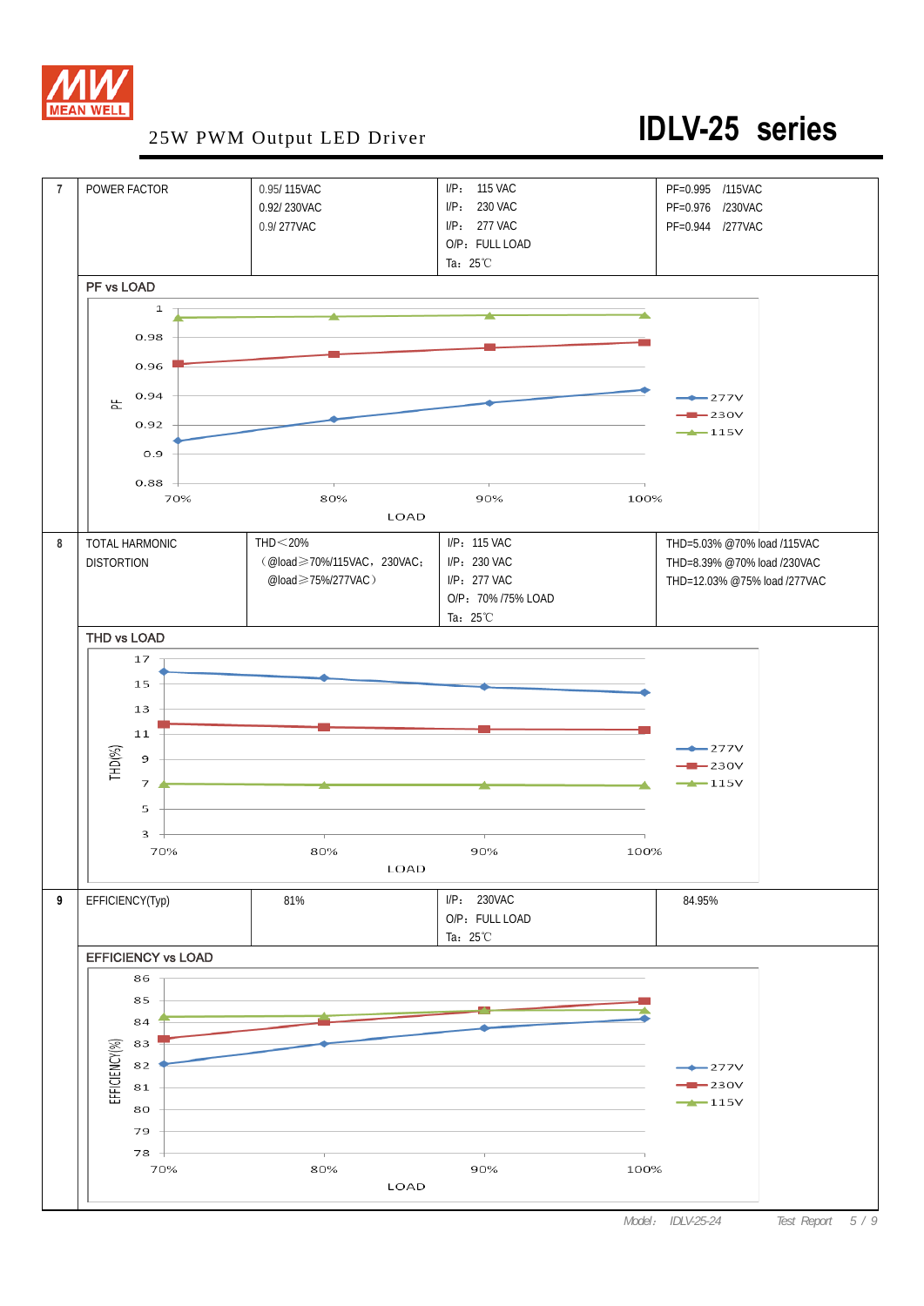# 25W PWM Output LED Driver

## IDLV-25 series

| | | | | |
|---|---|---|---|---|
| 7 | POWER FACTOR | 0.95/ 115VAC<br>0.92/ 230VAC<br>0.9/ 277VAC | I/P: 115 VAC<br>I/P: 230 VAC<br>I/P: 277 VAC<br>O/P: FULL LOAD<br>Ta: 25℃ | PF=0.995 /115VAC<br>PF=0.976 /230VAC<br>PF=0.944 /277VAC |
| | **PF vs LOAD** | | | |
| 8 | TOTAL HARMONIC DISTORTION | THD＜20%<br>(@load≥70%/115VAC，230VAC;<br>@load≥75%/277VAC) | I/P: 115 VAC<br>I/P: 230 VAC<br>I/P: 277 VAC<br>O/P: 70% /75% LOAD<br>Ta: 25℃ | THD=5.03% @70% load /115VAC<br>THD=8.39% @70% load /230VAC<br>THD=12.03% @75% load /277VAC |
| | **THD vs LOAD** | | | |
| 9 | EFFICIENCY(Typ) | 81% | I/P: 230VAC<br>O/P: FULL LOAD<br>Ta: 25℃ | 84.95% |
| | **EFFICIENCY vs LOAD** | | | |

### PF vs LOAD

| LOAD | 277V (PF) | 230V (PF) | 115V (PF) |
|---|---|---|---|
| 70% | ≈0.909 | ≈0.962 | ≈0.995 |
| 80% | ≈0.924 | ≈0.969 | ≈0.995 |
| 90% | ≈0.935 | ≈0.973 | ≈0.995 |
| 100% | ≈0.944 | ≈0.976 | ≈0.995 |

### THD vs LOAD

| LOAD | 277V THD(%) | 230V THD(%) | 115V THD(%) |
|---|---|---|---|
| 70% | ≈16 | ≈11.8 | ≈7 |
| 80% | ≈15.5 | ≈11.5 | ≈6.9 |
| 90% | ≈14.8 | ≈11.4 | ≈6.9 |
| 100% | ≈14.3 | ≈11.3 | ≈6.8 |

### EFFICIENCY vs LOAD

| LOAD | 277V EFFICIENCY(%) | 230V EFFICIENCY(%) | 115V EFFICIENCY(%) |
|---|---|---|---|
| 70% | ≈82 | ≈83.3 | ≈84.3 |
| 80% | ≈83 | ≈84 | ≈84.3 |
| 90% | ≈83.7 | ≈84.6 | ≈84.6 |
| 100% | ≈84.2 | ≈85 | ≈84.6 |

Model: IDLV-25-24 Test Report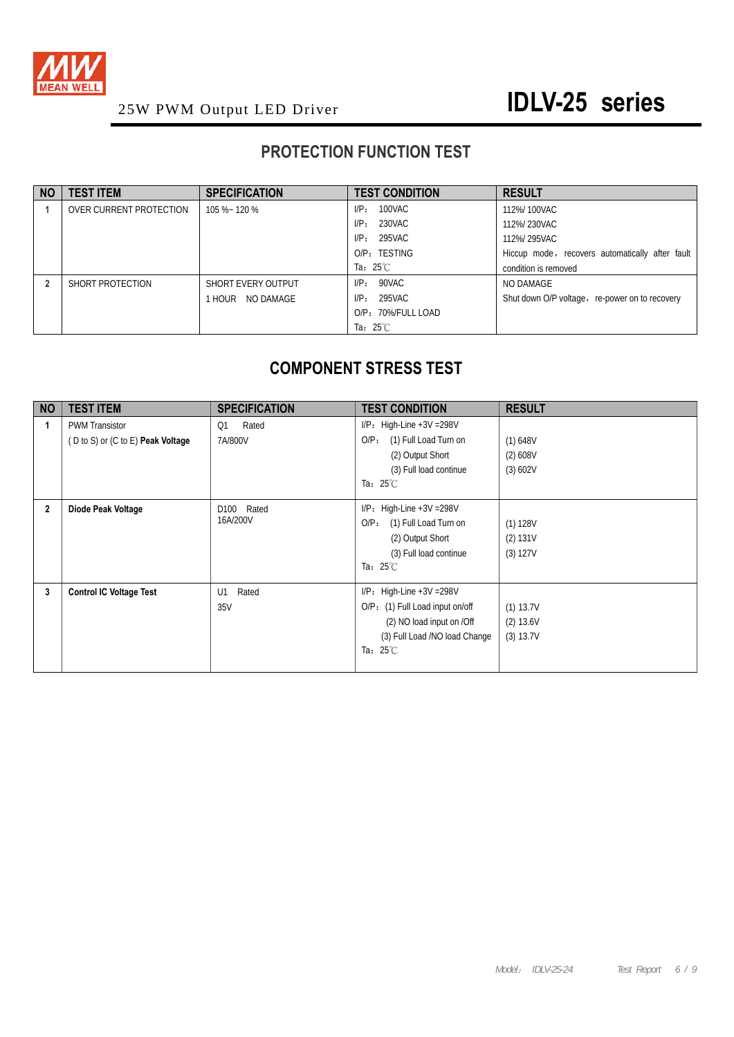25W PWM Output LED Driver

# IDLV-25 series

## PROTECTION FUNCTION TEST

| NO | TEST ITEM | SPECIFICATION | TEST CONDITION | RESULT |
|---|---|---|---|---|
| 1 | OVER CURRENT PROTECTION | 105 %~ 120 % | I/P: 100VAC<br>I/P: 230VAC<br>I/P: 295VAC<br>O/P: TESTING<br>Ta: 25℃ | 112%/ 100VAC<br>112%/ 230VAC<br>112%/ 295VAC<br>Hiccup mode, recovers automatically after fault condition is removed |
| 2 | SHORT PROTECTION | SHORT EVERY OUTPUT<br>1 HOUR NO DAMAGE | I/P: 90VAC<br>I/P: 295VAC<br>O/P: 70%/FULL LOAD<br>Ta: 25℃ | NO DAMAGE<br>Shut down O/P voltage, re-power on to recovery |

## COMPONENT STRESS TEST

| NO | TEST ITEM | SPECIFICATION | TEST CONDITION | RESULT |
|---|---|---|---|---|
| 1 | PWM Transistor<br>( D to S) or (C to E) **Peak Voltage** | Q1 Rated<br>7A/800V | I/P: High-Line +3V =298V<br>O/P: (1) Full Load Turn on<br>(2) Output Short<br>(3) Full load continue<br>Ta: 25℃ | (1) 648V<br>(2) 608V<br>(3) 602V |
| 2 | **Diode Peak Voltage** | D100 Rated<br>16A/200V | I/P: High-Line +3V =298V<br>O/P: (1) Full Load Turn on<br>(2) Output Short<br>(3) Full load continue<br>Ta: 25℃ | (1) 128V<br>(2) 131V<br>(3) 127V |
| 3 | **Control IC Voltage Test** | U1 Rated<br>35V | I/P: High-Line +3V =298V<br>O/P: (1) Full Load input on/off<br>(2) NO load input on /Off<br>(3) Full Load /NO load Change<br>Ta: 25℃ | (1) 13.7V<br>(2) 13.6V<br>(3) 13.7V |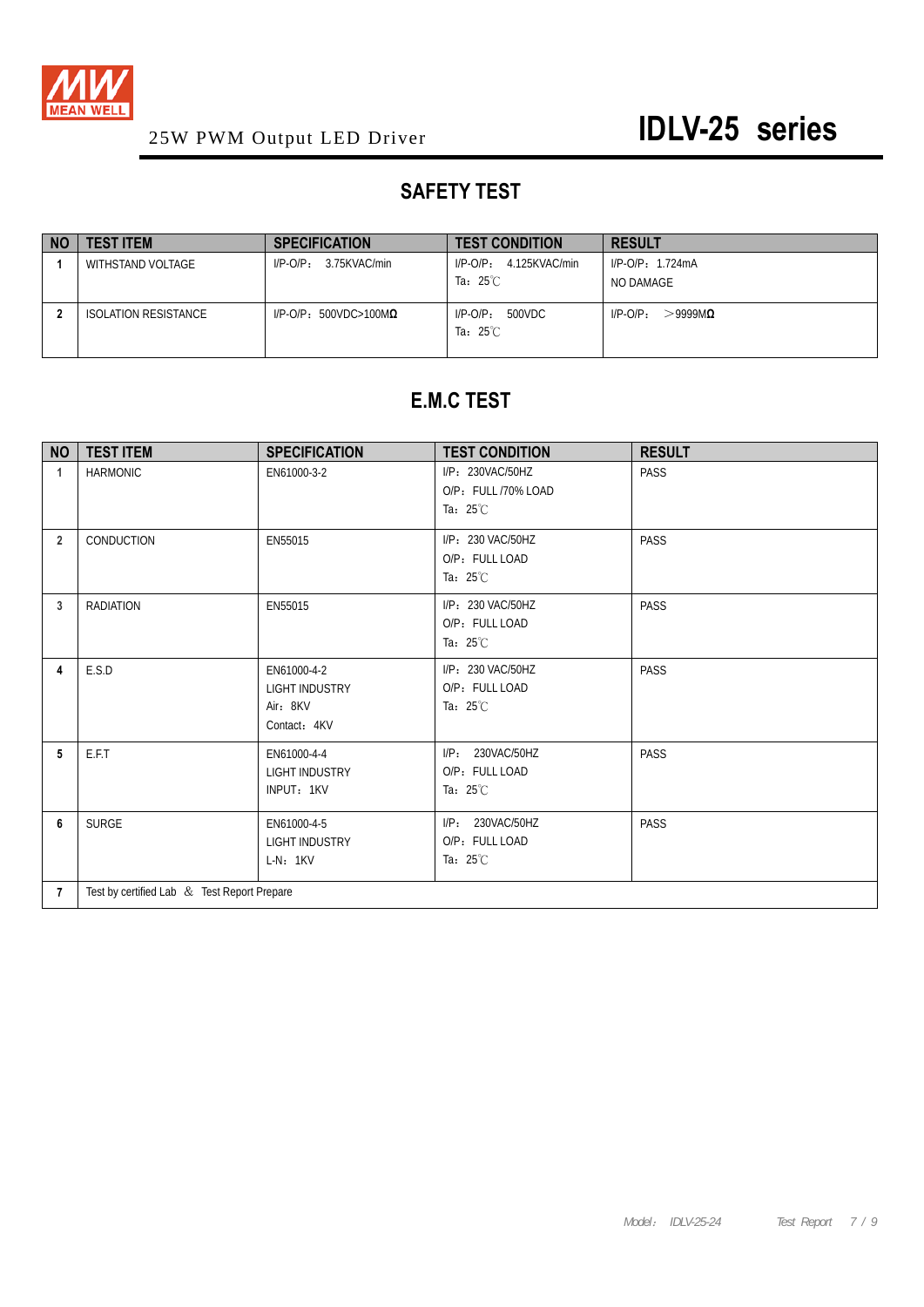25W PWM Output LED Driver **IDLV-25 series**

## SAFETY TEST

| NO | TEST ITEM | SPECIFICATION | TEST CONDITION | RESULT |
|---|---|---|---|---|
| 1 | WITHSTAND VOLTAGE | I/P-O/P： 3.75KVAC/min | I/P-O/P： 4.125KVAC/min<br>Ta：25℃ | I/P-O/P：1.724mA<br>NO DAMAGE |
| 2 | ISOLATION RESISTANCE | I/P-O/P：500VDC>100MΩ | I/P-O/P： 500VDC<br>Ta：25℃ | I/P-O/P： ＞9999MΩ |

## E.M.C TEST

| NO | TEST ITEM | SPECIFICATION | TEST CONDITION | RESULT |
|---|---|---|---|---|
| 1 | HARMONIC | EN61000-3-2 | I/P：230VAC/50HZ<br>O/P：FULL /70% LOAD<br>Ta：25℃ | PASS |
| 2 | CONDUCTION | EN55015 | I/P：230 VAC/50HZ<br>O/P：FULL LOAD<br>Ta：25℃ | PASS |
| 3 | RADIATION | EN55015 | I/P：230 VAC/50HZ<br>O/P：FULL LOAD<br>Ta：25℃ | PASS |
| 4 | E.S.D | EN61000-4-2<br>LIGHT INDUSTRY<br>Air：8KV<br>Contact：4KV | I/P：230 VAC/50HZ<br>O/P：FULL LOAD<br>Ta：25℃ | PASS |
| 5 | E.F.T | EN61000-4-4<br>LIGHT INDUSTRY<br>INPUT：1KV | I/P： 230VAC/50HZ<br>O/P：FULL LOAD<br>Ta：25℃ | PASS |
| 6 | SURGE | EN61000-4-5<br>LIGHT INDUSTRY<br>L-N：1KV | I/P： 230VAC/50HZ<br>O/P：FULL LOAD<br>Ta：25℃ | PASS |
| 7 | Test by certified Lab ＆ Test Report Prepare | | | |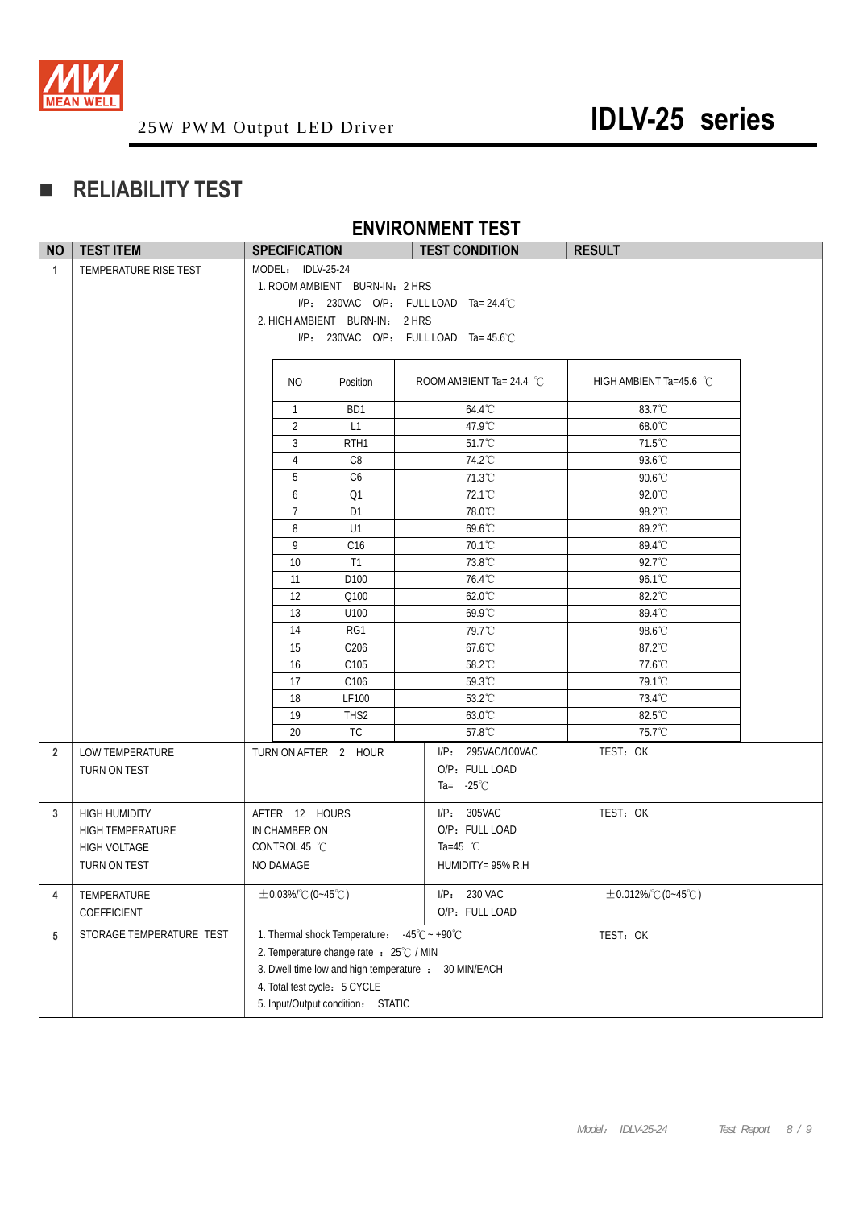# 25W PWM Output LED Driver — IDLV-25 series

## ■ RELIABILITY TEST

### ENVIRONMENT TEST

| NO | TEST ITEM | SPECIFICATION | TEST CONDITION | RESULT |
|---|---|---|---|---|
| 1 | TEMPERATURE RISE TEST | MODEL： IDLV-25-24<br>1. ROOM AMBIENT BURN-IN：2 HRS<br>I/P： 230VAC O/P： FULL LOAD Ta= 24.4℃<br>2. HIGH AMBIENT BURN-IN： 2 HRS<br>I/P： 230VAC O/P： FULL LOAD Ta= 45.6℃ | | |
| 2 | LOW TEMPERATURE TURN ON TEST | TURN ON AFTER 2 HOUR | I/P： 295VAC/100VAC<br>O/P：FULL LOAD<br>Ta= -25℃ | TEST：OK |
| 3 | HIGH HUMIDITY HIGH TEMPERATURE HIGH VOLTAGE TURN ON TEST | AFTER 12 HOURS IN CHAMBER ON CONTROL 45 ℃ NO DAMAGE | I/P： 305VAC<br>O/P：FULL LOAD<br>Ta=45 ℃<br>HUMIDITY= 95% R.H | TEST：OK |
| 4 | TEMPERATURE COEFFICIENT | ±0.03%/℃ (0~45℃) | I/P： 230 VAC<br>O/P：FULL LOAD | ±0.012%/℃ (0~45℃) |
| 5 | STORAGE TEMPERATURE TEST | 1. Thermal shock Temperature： -45℃ ~ +90℃<br>2. Temperature change rate ：25℃ / MIN<br>3. Dwell time low and high temperature ： 30 MIN/EACH<br>4. Total test cycle：5 CYCLE<br>5. Input/Output condition： STATIC | | TEST：OK |

Temperature rise test results (item 1):

| NO | Position | ROOM AMBIENT Ta= 24.4 ℃ | HIGH AMBIENT Ta=45.6 ℃ |
|---|---|---|---|
| 1 | BD1 | 64.4℃ | 83.7℃ |
| 2 | L1 | 47.9℃ | 68.0℃ |
| 3 | RTH1 | 51.7℃ | 71.5℃ |
| 4 | C8 | 74.2℃ | 93.6℃ |
| 5 | C6 | 71.3℃ | 90.6℃ |
| 6 | Q1 | 72.1℃ | 92.0℃ |
| 7 | D1 | 78.0℃ | 98.2℃ |
| 8 | U1 | 69.6℃ | 89.2℃ |
| 9 | C16 | 70.1℃ | 89.4℃ |
| 10 | T1 | 73.8℃ | 92.7℃ |
| 11 | D100 | 76.4℃ | 96.1℃ |
| 12 | Q100 | 62.0℃ | 82.2℃ |
| 13 | U100 | 69.9℃ | 89.4℃ |
| 14 | RG1 | 79.7℃ | 98.6℃ |
| 15 | C206 | 67.6℃ | 87.2℃ |
| 16 | C105 | 58.2℃ | 77.6℃ |
| 17 | C106 | 59.3℃ | 79.1℃ |
| 18 | LF100 | 53.2℃ | 73.4℃ |
| 19 | THS2 | 63.0℃ | 82.5℃ |
| 20 | TC | 57.8℃ | 75.7℃ |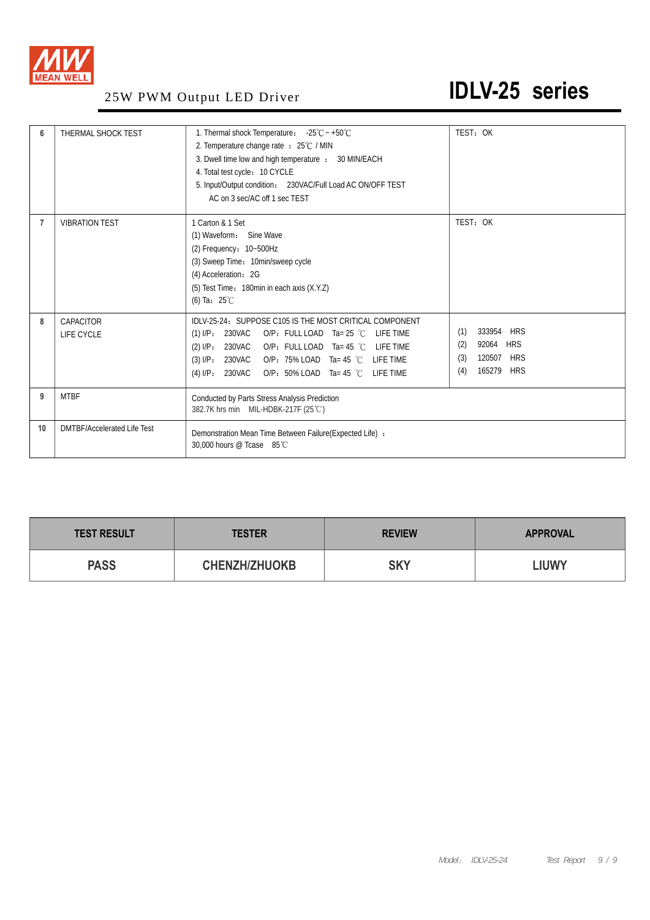25W PWM Output LED Driver

# IDLV-25 series

| | | | |
|---|---|---|---|
| 6 | THERMAL SHOCK TEST | 1. Thermal shock Temperature： -25℃ ~ +50℃<br>2. Temperature change rate ： 25℃ / MIN<br>3. Dwell time low and high temperature ： 30 MIN/EACH<br>4. Total test cycle：10 CYCLE<br>5. Input/Output condition： 230VAC/Full Load AC ON/OFF TEST<br>AC on 3 sec/AC off 1 sec TEST | TEST：OK |
| 7 | VIBRATION TEST | 1 Carton & 1 Set<br>(1) Waveform： Sine Wave<br>(2) Frequency：10~500Hz<br>(3) Sweep Time：10min/sweep cycle<br>(4) Acceleration：2G<br>(5) Test Time：180min in each axis (X.Y.Z)<br>(6) Ta：25℃ | TEST：OK |
| 8 | CAPACITOR LIFE CYCLE | IDLV-25-24：SUPPOSE C105 IS THE MOST CRITICAL COMPONENT<br>(1) I/P： 230VAC O/P：FULL LOAD Ta= 25 ℃ LIFE TIME<br>(2) I/P： 230VAC O/P：FULL LOAD Ta= 45 ℃ LIFE TIME<br>(3) I/P： 230VAC O/P：75% LOAD Ta= 45 ℃ LIFE TIME<br>(4) I/P： 230VAC O/P：50% LOAD Ta= 45 ℃ LIFE TIME | (1) 333954 HRS<br>(2) 92064 HRS<br>(3) 120507 HRS<br>(4) 165279 HRS |
| 9 | MTBF | Conducted by Parts Stress Analysis Prediction<br>382.7K hrs min MIL-HDBK-217F (25℃) | |
| 10 | DMTBF/Accelerated Life Test | Demonstration Mean Time Between Failure(Expected Life) ：<br>30,000 hours @ Tcase 85℃ | |

| TEST RESULT | TESTER | REVIEW | APPROVAL |
|---|---|---|---|
| PASS | CHENZH/ZHUOKB | SKY | LIUWY |